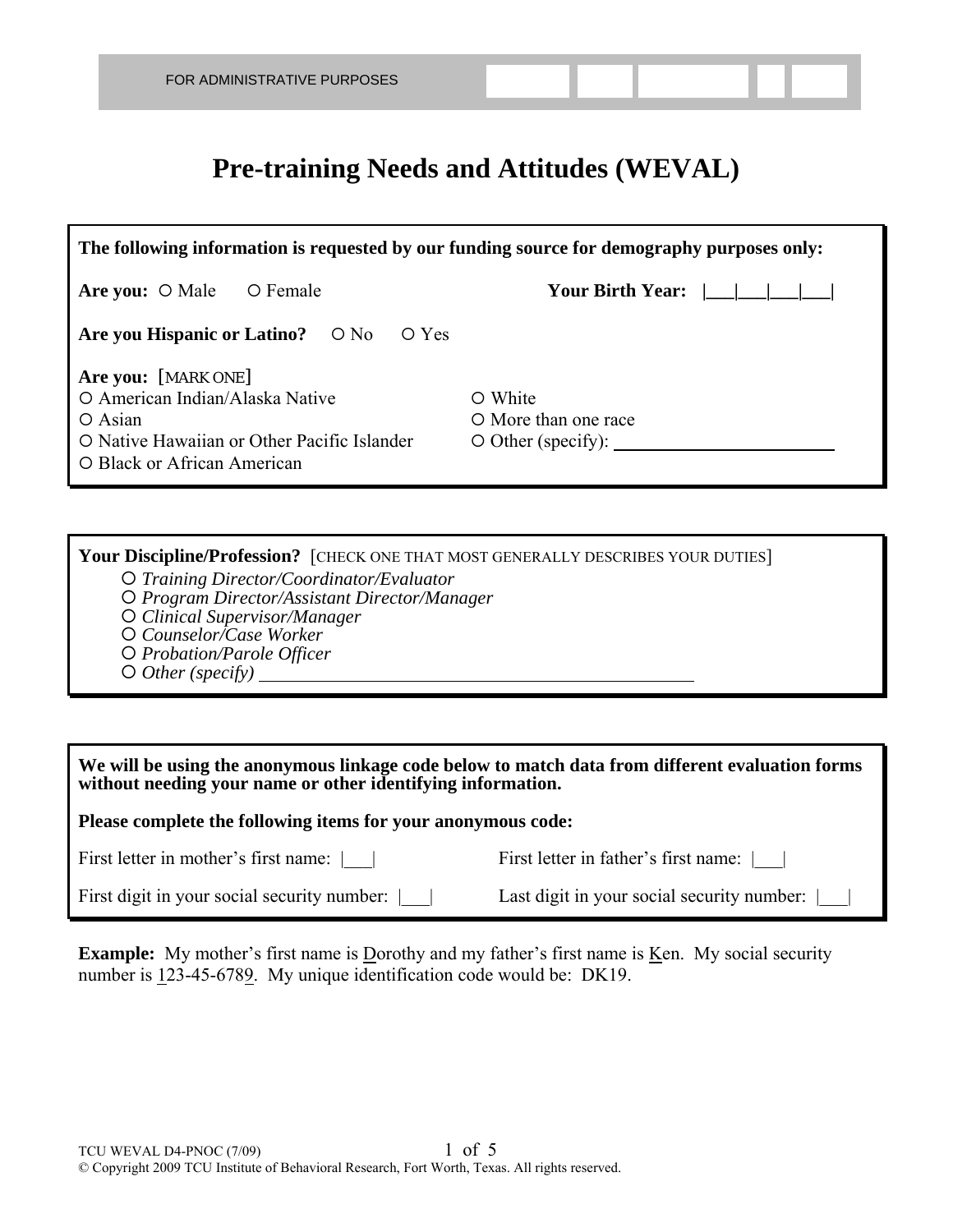FOR ADMINISTRATIVE PURPOSES

# Pre-training Needs and Attitudes (WEVAL)

**The following information is requested by our funding source for demography purposes only:**

**Are you:** ○ Male ○ Female

**Your Birth Year:** |___|___|___|___|

**Are you Hispanic or Latino?** ○ No ○ Yes

**Are you:** [MARK ONE]

- ○ American Indian/Alaska Native
- ○ Asian
- ○ Native Hawaiian or Other Pacific Islander
- ○ Black or African American
- ○ White
- ○ More than one race
- ○ Other (specify): ________________________

**Your Discipline/Profession?** [CHECK ONE THAT MOST GENERALLY DESCRIBES YOUR DUTIES]

- ○ *Training Director/Coordinator/Evaluator*
- ○ *Program Director/Assistant Director/Manager*
- ○ *Clinical Supervisor/Manager*
- ○ *Counselor/Case Worker*
- ○ *Probation/Parole Officer*
- ○ *Other (specify)* ________________________________________________

**We will be using the anonymous linkage code below to match data from different evaluation forms without needing your name or other identifying information.**

**Please complete the following items for your anonymous code:**

First letter in mother's first name: |___|

First letter in father's first name: |___|

First digit in your social security number: |___|

Last digit in your social security number: |___|

**Example:** My mother's first name is Dorothy and my father's first name is Ken. My social security number is 123-45-6789. My unique identification code would be: DK19.

TCU WEVAL D4-PNOC (7/09)

© Copyright 2009 TCU Institute of Behavioral Research, Fort Worth, Texas. All rights reserved.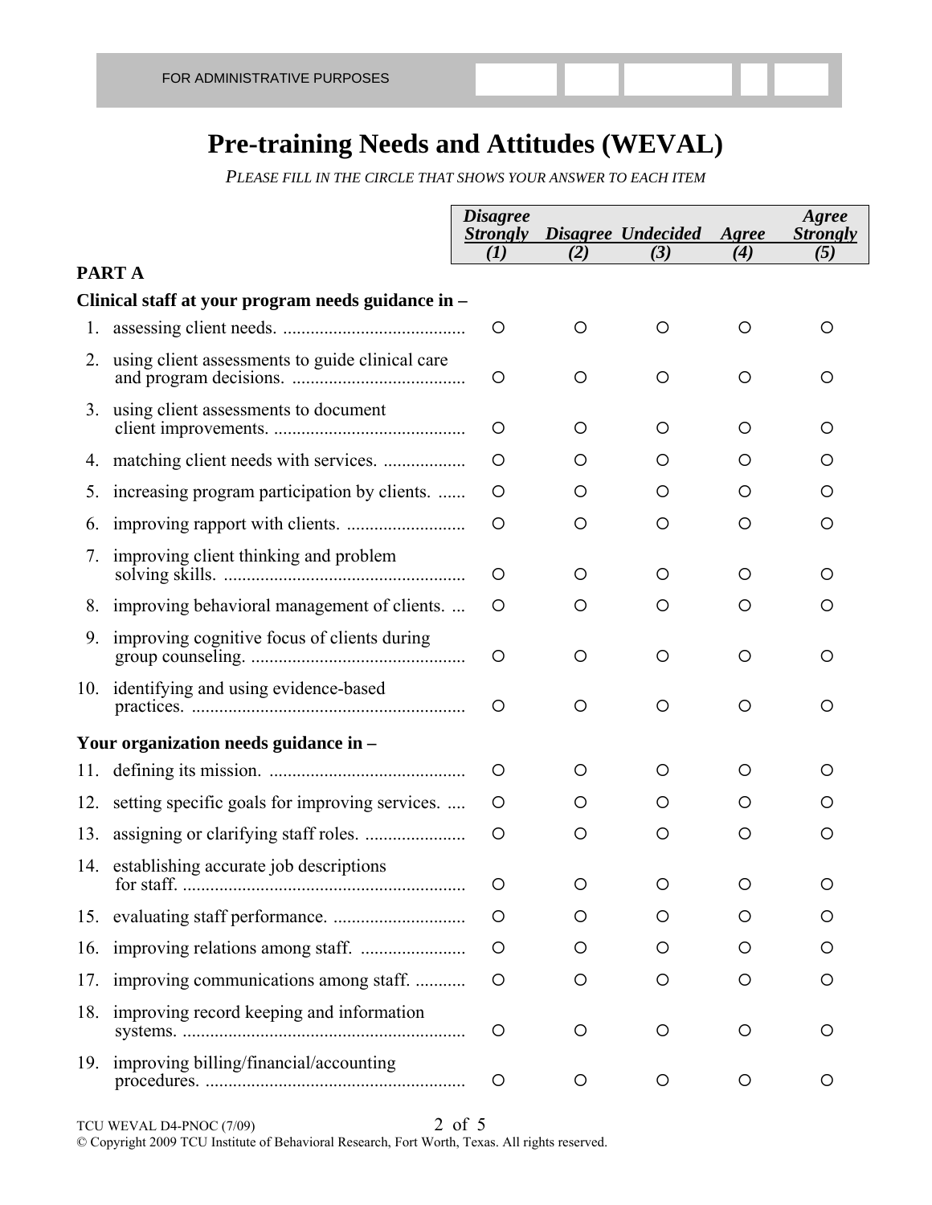FOR ADMINISTRATIVE PURPOSES

# Pre-training Needs and Attitudes (WEVAL)

*PLEASE FILL IN THE CIRCLE THAT SHOWS YOUR ANSWER TO EACH ITEM*

| | *Disagree Strongly (1)* | *Disagree (2)* | *Undecided (3)* | *Agree (4)* | *Agree Strongly (5)* |
|---|---|---|---|---|---|
| **PART A** | | | | | |
| **Clinical staff at your program needs guidance in –** | | | | | |
| 1. assessing client needs. | ○ | ○ | ○ | ○ | ○ |
| 2. using client assessments to guide clinical care and program decisions. | ○ | ○ | ○ | ○ | ○ |
| 3. using client assessments to document client improvements. | ○ | ○ | ○ | ○ | ○ |
| 4. matching client needs with services. | ○ | ○ | ○ | ○ | ○ |
| 5. increasing program participation by clients. | ○ | ○ | ○ | ○ | ○ |
| 6. improving rapport with clients. | ○ | ○ | ○ | ○ | ○ |
| 7. improving client thinking and problem solving skills. | ○ | ○ | ○ | ○ | ○ |
| 8. improving behavioral management of clients. | ○ | ○ | ○ | ○ | ○ |
| 9. improving cognitive focus of clients during group counseling. | ○ | ○ | ○ | ○ | ○ |
| 10. identifying and using evidence-based practices. | ○ | ○ | ○ | ○ | ○ |
| **Your organization needs guidance in –** | | | | | |
| 11. defining its mission. | ○ | ○ | ○ | ○ | ○ |
| 12. setting specific goals for improving services. | ○ | ○ | ○ | ○ | ○ |
| 13. assigning or clarifying staff roles. | ○ | ○ | ○ | ○ | ○ |
| 14. establishing accurate job descriptions for staff. | ○ | ○ | ○ | ○ | ○ |
| 15. evaluating staff performance. | ○ | ○ | ○ | ○ | ○ |
| 16. improving relations among staff. | ○ | ○ | ○ | ○ | ○ |
| 17. improving communications among staff. | ○ | ○ | ○ | ○ | ○ |
| 18. improving record keeping and information systems. | ○ | ○ | ○ | ○ | ○ |
| 19. improving billing/financial/accounting procedures. | ○ | ○ | ○ | ○ | ○ |

TCU WEVAL D4-PNOC (7/09)

© Copyright 2009 TCU Institute of Behavioral Research, Fort Worth, Texas. All rights reserved.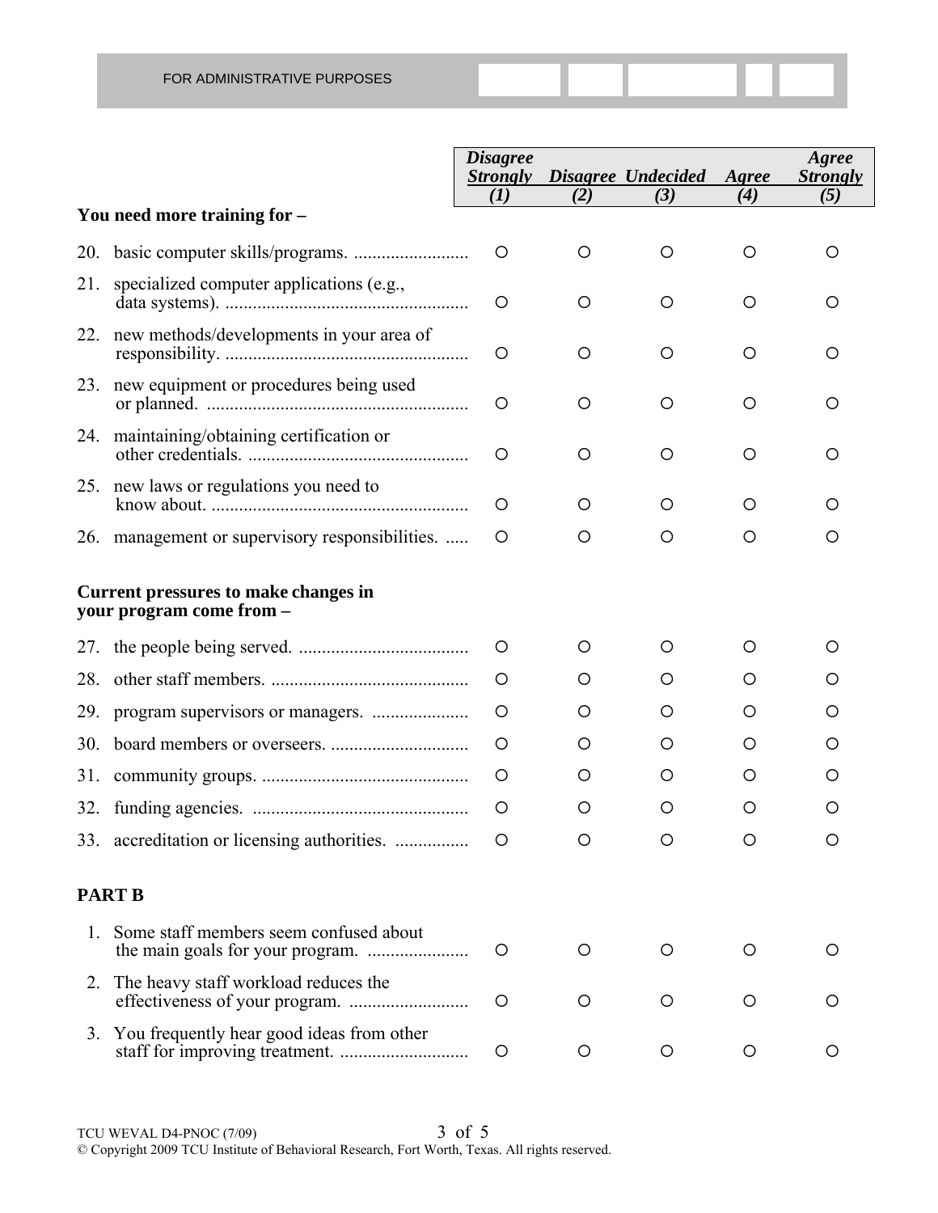FOR ADMINISTRATIVE PURPOSES

| | *Disagree Strongly (1)* | *Disagree (2)* | *Undecided (3)* | *Agree (4)* | *Agree Strongly (5)* |
|---|---|---|---|---|---|
| **You need more training for –** | | | | | |
| 20. basic computer skills/programs. | ○ | ○ | ○ | ○ | ○ |
| 21. specialized computer applications (e.g., data systems). | ○ | ○ | ○ | ○ | ○ |
| 22. new methods/developments in your area of responsibility. | ○ | ○ | ○ | ○ | ○ |
| 23. new equipment or procedures being used or planned. | ○ | ○ | ○ | ○ | ○ |
| 24. maintaining/obtaining certification or other credentials. | ○ | ○ | ○ | ○ | ○ |
| 25. new laws or regulations you need to know about. | ○ | ○ | ○ | ○ | ○ |
| 26. management or supervisory responsibilities. | ○ | ○ | ○ | ○ | ○ |
| **Current pressures to make changes in your program come from –** | | | | | |
| 27. the people being served. | ○ | ○ | ○ | ○ | ○ |
| 28. other staff members. | ○ | ○ | ○ | ○ | ○ |
| 29. program supervisors or managers. | ○ | ○ | ○ | ○ | ○ |
| 30. board members or overseers. | ○ | ○ | ○ | ○ | ○ |
| 31. community groups. | ○ | ○ | ○ | ○ | ○ |
| 32. funding agencies. | ○ | ○ | ○ | ○ | ○ |
| 33. accreditation or licensing authorities. | ○ | ○ | ○ | ○ | ○ |

## PART B

| | *Disagree Strongly (1)* | *Disagree (2)* | *Undecided (3)* | *Agree (4)* | *Agree Strongly (5)* |
|---|---|---|---|---|---|
| 1. Some staff members seem confused about the main goals for your program. | ○ | ○ | ○ | ○ | ○ |
| 2. The heavy staff workload reduces the effectiveness of your program. | ○ | ○ | ○ | ○ | ○ |
| 3. You frequently hear good ideas from other staff for improving treatment. | ○ | ○ | ○ | ○ | ○ |

TCU WEVAL D4-PNOC (7/09)
© Copyright 2009 TCU Institute of Behavioral Research, Fort Worth, Texas. All rights reserved.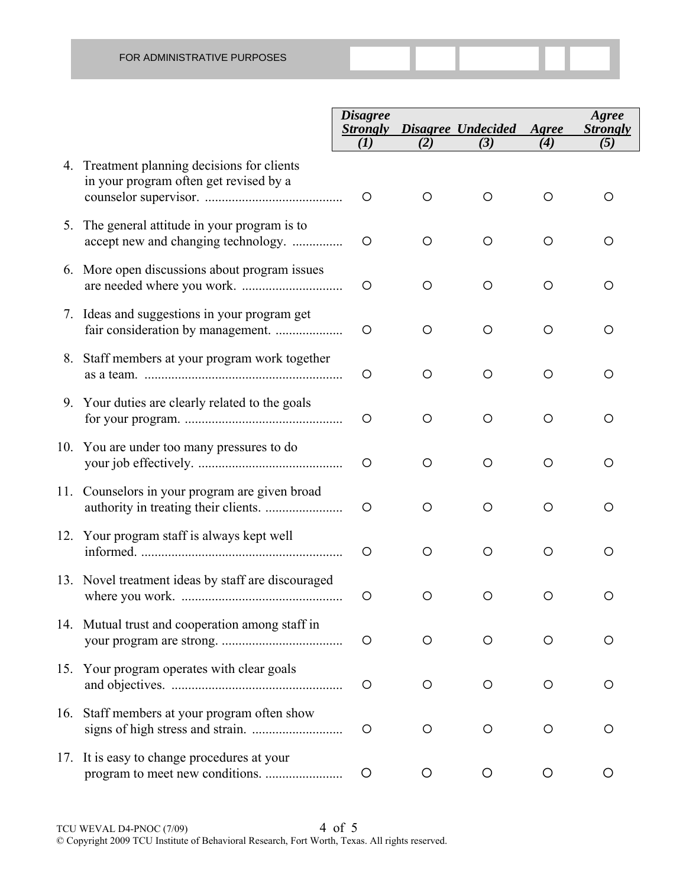FOR ADMINISTRATIVE PURPOSES

| | ***Disagree Strongly (1)*** | ***Disagree (2)*** | ***Undecided (3)*** | ***Agree (4)*** | ***Agree Strongly (5)*** |
|---|---|---|---|---|---|
| 4. Treatment planning decisions for clients in your program often get revised by a counselor supervisor. | ○ | ○ | ○ | ○ | ○ |
| 5. The general attitude in your program is to accept new and changing technology. | ○ | ○ | ○ | ○ | ○ |
| 6. More open discussions about program issues are needed where you work. | ○ | ○ | ○ | ○ | ○ |
| 7. Ideas and suggestions in your program get fair consideration by management. | ○ | ○ | ○ | ○ | ○ |
| 8. Staff members at your program work together as a team. | ○ | ○ | ○ | ○ | ○ |
| 9. Your duties are clearly related to the goals for your program. | ○ | ○ | ○ | ○ | ○ |
| 10. You are under too many pressures to do your job effectively. | ○ | ○ | ○ | ○ | ○ |
| 11. Counselors in your program are given broad authority in treating their clients. | ○ | ○ | ○ | ○ | ○ |
| 12. Your program staff is always kept well informed. | ○ | ○ | ○ | ○ | ○ |
| 13. Novel treatment ideas by staff are discouraged where you work. | ○ | ○ | ○ | ○ | ○ |
| 14. Mutual trust and cooperation among staff in your program are strong. | ○ | ○ | ○ | ○ | ○ |
| 15. Your program operates with clear goals and objectives. | ○ | ○ | ○ | ○ | ○ |
| 16. Staff members at your program often show signs of high stress and strain. | ○ | ○ | ○ | ○ | ○ |
| 17. It is easy to change procedures at your program to meet new conditions. | ○ | ○ | ○ | ○ | ○ |

TCU WEVAL D4-PNOC (7/09)
© Copyright 2009 TCU Institute of Behavioral Research, Fort Worth, Texas. All rights reserved.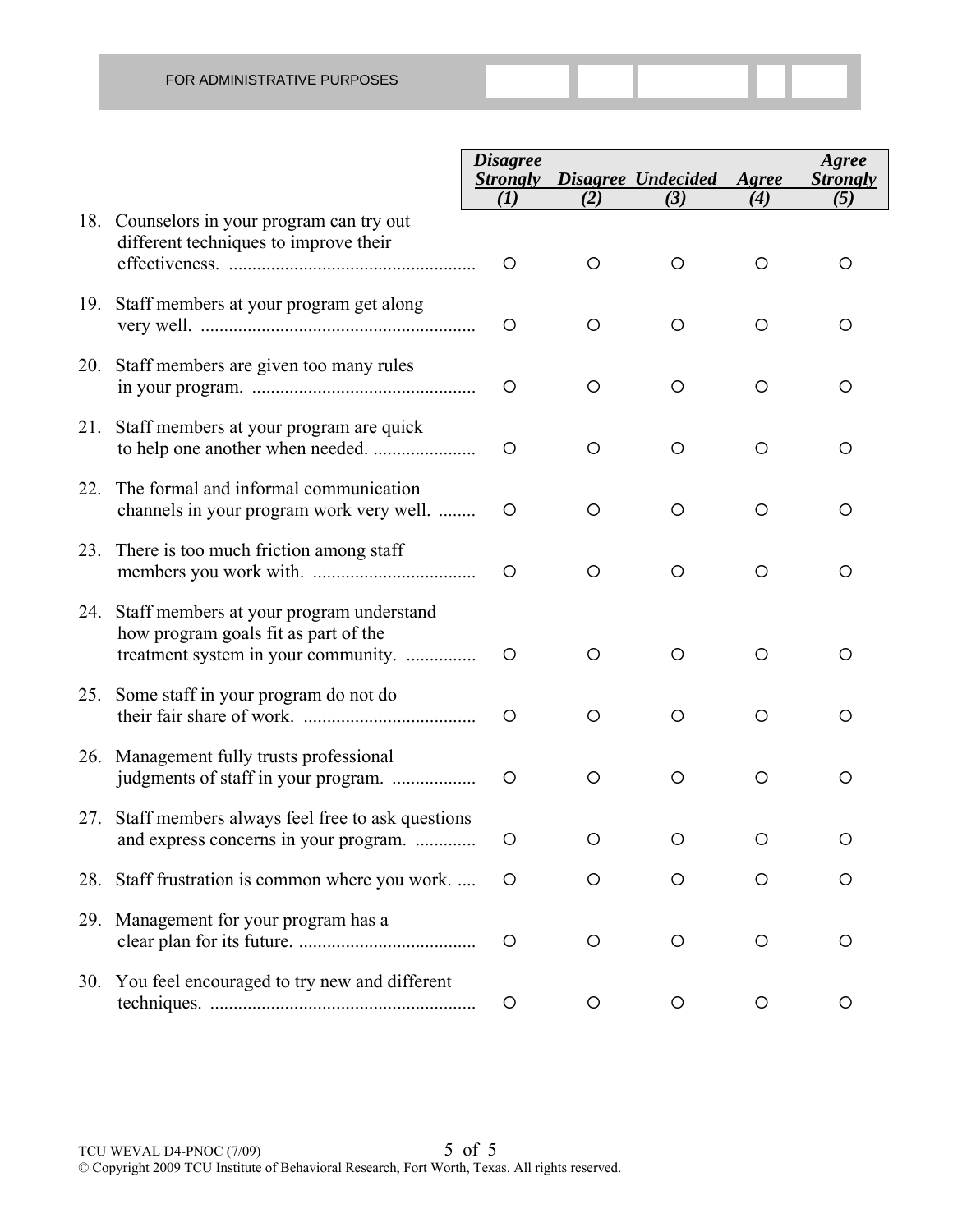FOR ADMINISTRATIVE PURPOSES

| | Disagree Strongly (1) | Disagree (2) | Undecided (3) | Agree (4) | Agree Strongly (5) |
|---|---|---|---|---|---|
| 18. Counselors in your program can try out different techniques to improve their effectiveness. | ○ | ○ | ○ | ○ | ○ |
| 19. Staff members at your program get along very well. | ○ | ○ | ○ | ○ | ○ |
| 20. Staff members are given too many rules in your program. | ○ | ○ | ○ | ○ | ○ |
| 21. Staff members at your program are quick to help one another when needed. | ○ | ○ | ○ | ○ | ○ |
| 22. The formal and informal communication channels in your program work very well. | ○ | ○ | ○ | ○ | ○ |
| 23. There is too much friction among staff members you work with. | ○ | ○ | ○ | ○ | ○ |
| 24. Staff members at your program understand how program goals fit as part of the treatment system in your community. | ○ | ○ | ○ | ○ | ○ |
| 25. Some staff in your program do not do their fair share of work. | ○ | ○ | ○ | ○ | ○ |
| 26. Management fully trusts professional judgments of staff in your program. | ○ | ○ | ○ | ○ | ○ |
| 27. Staff members always feel free to ask questions and express concerns in your program. | ○ | ○ | ○ | ○ | ○ |
| 28. Staff frustration is common where you work. | ○ | ○ | ○ | ○ | ○ |
| 29. Management for your program has a clear plan for its future. | ○ | ○ | ○ | ○ | ○ |
| 30. You feel encouraged to try new and different techniques. | ○ | ○ | ○ | ○ | ○ |

TCU WEVAL D4-PNOC (7/09)

© Copyright 2009 TCU Institute of Behavioral Research, Fort Worth, Texas. All rights reserved.